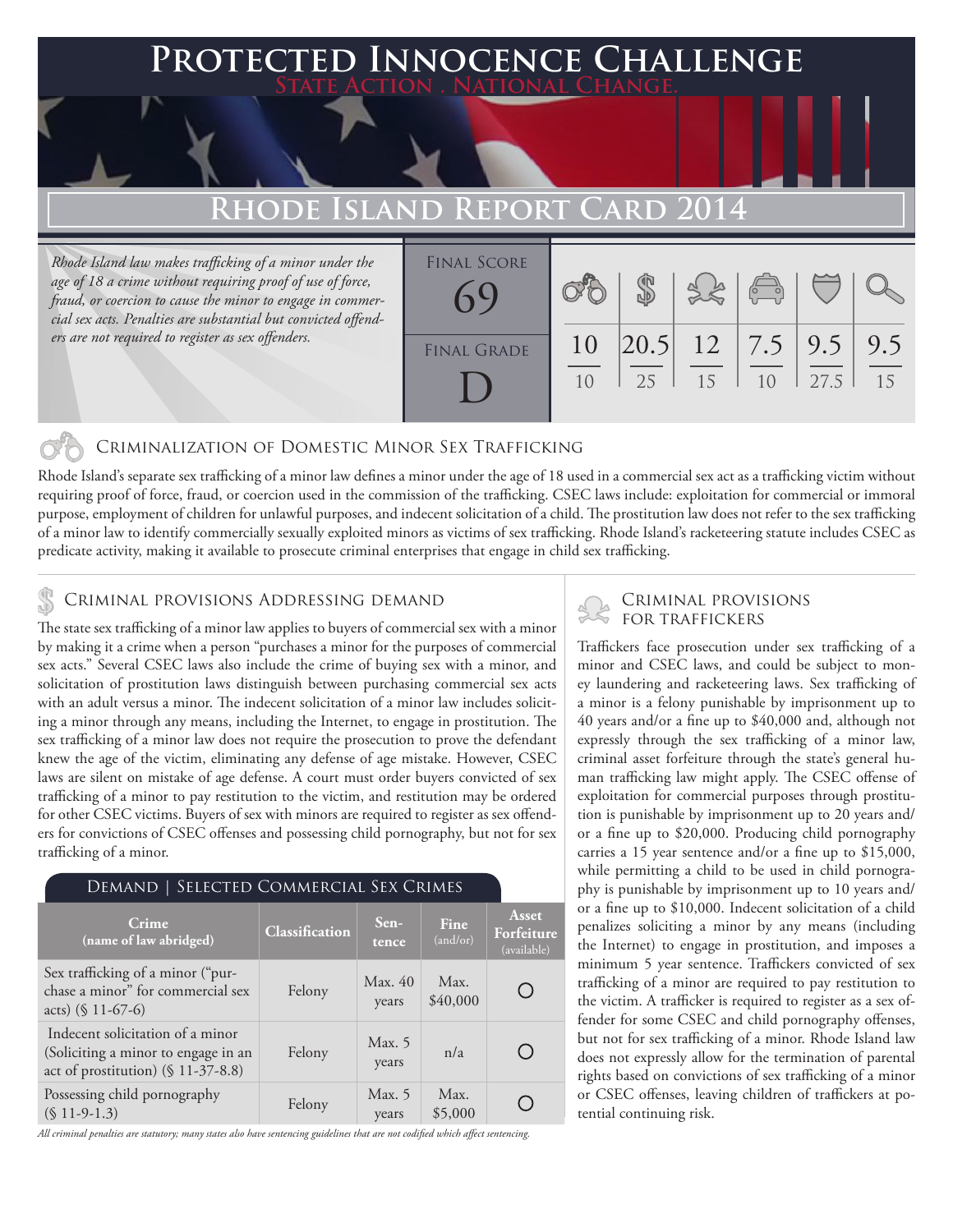# Protected Innocence Challenge

**State Action . National Change.**

## Rhode Island Report Card 2014

*Rhode Island law makes trafficking of a minor under the age of 18 a crime without requiring proof of use of force, fraud, or coercion to cause the minor to engage in commercial sex acts. Penalties are substantial but convicted offenders are not required to register as sex offenders.*

| Final Score | Final Grade |
|---|---|
| 69 | D |

| Criminalization of Domestic Minor Sex Trafficking | Criminal Provisions Addressing Demand | Criminal Provisions for Traffickers | | | |
|---|---|---|---|---|---|
| 10/10 | 20.5/25 | 12/15 | 7.5/10 | 9.5/27.5 | 9.5/15 |

### Criminalization of Domestic Minor Sex Trafficking

Rhode Island's separate sex trafficking of a minor law defines a minor under the age of 18 used in a commercial sex act as a trafficking victim without requiring proof of force, fraud, or coercion used in the commission of the trafficking. CSEC laws include: exploitation for commercial or immoral purpose, employment of children for unlawful purposes, and indecent solicitation of a child. The prostitution law does not refer to the sex trafficking of a minor law to identify commercially sexually exploited minors as victims of sex trafficking. Rhode Island's racketeering statute includes CSEC as predicate activity, making it available to prosecute criminal enterprises that engage in child sex trafficking.

### Criminal provisions Addressing demand

The state sex trafficking of a minor law applies to buyers of commercial sex with a minor by making it a crime when a person "purchases a minor for the purposes of commercial sex acts." Several CSEC laws also include the crime of buying sex with a minor, and solicitation of prostitution laws distinguish between purchasing commercial sex acts with an adult versus a minor. The indecent solicitation of a minor law includes soliciting a minor through any means, including the Internet, to engage in prostitution. The sex trafficking of a minor law does not require the prosecution to prove the defendant knew the age of the victim, eliminating any defense of age mistake. However, CSEC laws are silent on mistake of age defense. A court must order buyers convicted of sex trafficking of a minor to pay restitution to the victim, and restitution may be ordered for other CSEC victims. Buyers of sex with minors are required to register as sex offenders for convictions of CSEC offenses and possessing child pornography, but not for sex trafficking of a minor.

**Demand | Selected Commercial Sex Crimes**

| Crime (name of law abridged) | Classification | Sentence | Fine (and/or) | Asset Forfeiture (available) |
|---|---|---|---|---|
| Sex trafficking of a minor ("purchase a minor" for commercial sex acts) (§ 11-67-6) | Felony | Max. 40 years | Max. $40,000 | ○ |
| Indecent solicitation of a minor (Soliciting a minor to engage in an act of prostitution) (§ 11-37-8.8) | Felony | Max. 5 years | n/a | ○ |
| Possessing child pornography (§ 11-9-1.3) | Felony | Max. 5 years | Max. $5,000 | ○ |

*All criminal penalties are statutory; many states also have sentencing guidelines that are not codified which affect sentencing.*

### Criminal provisions for traffickers

Traffickers face prosecution under sex trafficking of a minor and CSEC laws, and could be subject to money laundering and racketeering laws. Sex trafficking of a minor is a felony punishable by imprisonment up to 40 years and/or a fine up to $40,000 and, although not expressly through the sex trafficking of a minor law, criminal asset forfeiture through the state's general human trafficking law might apply. The CSEC offense of exploitation for commercial purposes through prostitution is punishable by imprisonment up to 20 years and/or a fine up to $20,000. Producing child pornography carries a 15 year sentence and/or a fine up to $15,000, while permitting a child to be used in child pornography is punishable by imprisonment up to 10 years and/or a fine up to $10,000. Indecent solicitation of a child penalizes soliciting a minor by any means (including the Internet) to engage in prostitution, and imposes a minimum 5 year sentence. Traffickers convicted of sex trafficking of a minor are required to pay restitution to the victim. A trafficker is required to register as a sex offender for some CSEC and child pornography offenses, but not for sex trafficking of a minor. Rhode Island law does not expressly allow for the termination of parental rights based on convictions of sex trafficking of a minor or CSEC offenses, leaving children of traffickers at potential continuing risk.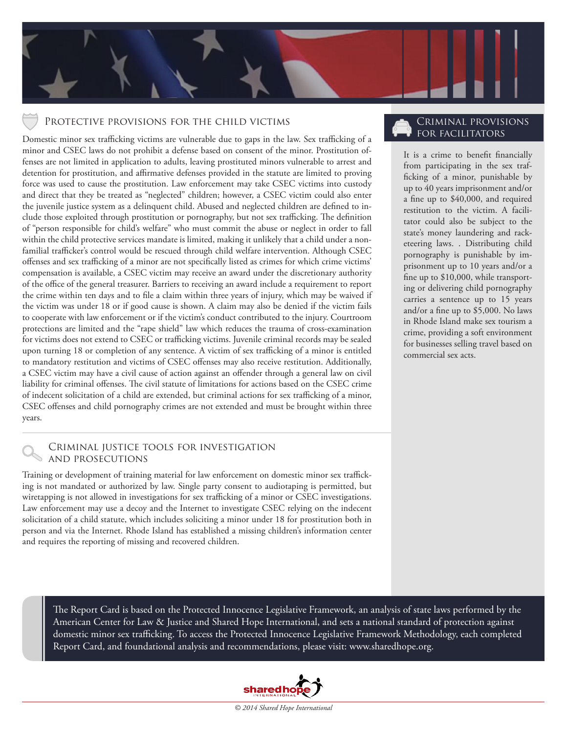## Protective provisions for the child victims

Domestic minor sex trafficking victims are vulnerable due to gaps in the law. Sex trafficking of a minor and CSEC laws do not prohibit a defense based on consent of the minor. Prostitution offenses are not limited in application to adults, leaving prostituted minors vulnerable to arrest and detention for prostitution, and affirmative defenses provided in the statute are limited to proving force was used to cause the prostitution. Law enforcement may take CSEC victims into custody and direct that they be treated as "neglected" children; however, a CSEC victim could also enter the juvenile justice system as a delinquent child. Abused and neglected children are defined to include those exploited through prostitution or pornography, but not sex trafficking. The definition of "person responsible for child's welfare" who must commit the abuse or neglect in order to fall within the child protective services mandate is limited, making it unlikely that a child under a non-familial trafficker's control would be rescued through child welfare intervention. Although CSEC offenses and sex trafficking of a minor are not specifically listed as crimes for which crime victims' compensation is available, a CSEC victim may receive an award under the discretionary authority of the office of the general treasurer. Barriers to receiving an award include a requirement to report the crime within ten days and to file a claim within three years of injury, which may be waived if the victim was under 18 or if good cause is shown. A claim may also be denied if the victim fails to cooperate with law enforcement or if the victim's conduct contributed to the injury. Courtroom protections are limited and the "rape shield" law which reduces the trauma of cross-examination for victims does not extend to CSEC or trafficking victims. Juvenile criminal records may be sealed upon turning 18 or completion of any sentence. A victim of sex trafficking of a minor is entitled to mandatory restitution and victims of CSEC offenses may also receive restitution. Additionally, a CSEC victim may have a civil cause of action against an offender through a general law on civil liability for criminal offenses. The civil statute of limitations for actions based on the CSEC crime of indecent solicitation of a child are extended, but criminal actions for sex trafficking of a minor, CSEC offenses and child pornography crimes are not extended and must be brought within three years.

## Criminal justice tools for investigation and prosecutions

Training or development of training material for law enforcement on domestic minor sex trafficking is not mandated or authorized by law. Single party consent to audiotaping is permitted, but wiretapping is not allowed in investigations for sex trafficking of a minor or CSEC investigations. Law enforcement may use a decoy and the Internet to investigate CSEC relying on the indecent solicitation of a child statute, which includes soliciting a minor under 18 for prostitution both in person and via the Internet. Rhode Island has established a missing children's information center and requires the reporting of missing and recovered children.

## Criminal provisions for facilitators

It is a crime to benefit financially from participating in the sex trafficking of a minor, punishable by up to 40 years imprisonment and/or a fine up to $40,000, and required restitution to the victim. A facilitator could also be subject to the state's money laundering and racketeering laws. . Distributing child pornography is punishable by imprisonment up to 10 years and/or a fine up to $10,000, while transporting or delivering child pornography carries a sentence up to 15 years and/or a fine up to $5,000. No laws in Rhode Island make sex tourism a crime, providing a soft environment for businesses selling travel based on commercial sex acts.

The Report Card is based on the Protected Innocence Legislative Framework, an analysis of state laws performed by the American Center for Law & Justice and Shared Hope International, and sets a national standard of protection against domestic minor sex trafficking. To access the Protected Innocence Legislative Framework Methodology, each completed Report Card, and foundational analysis and recommendations, please visit: www.sharedhope.org.

*© 2014 Shared Hope International*